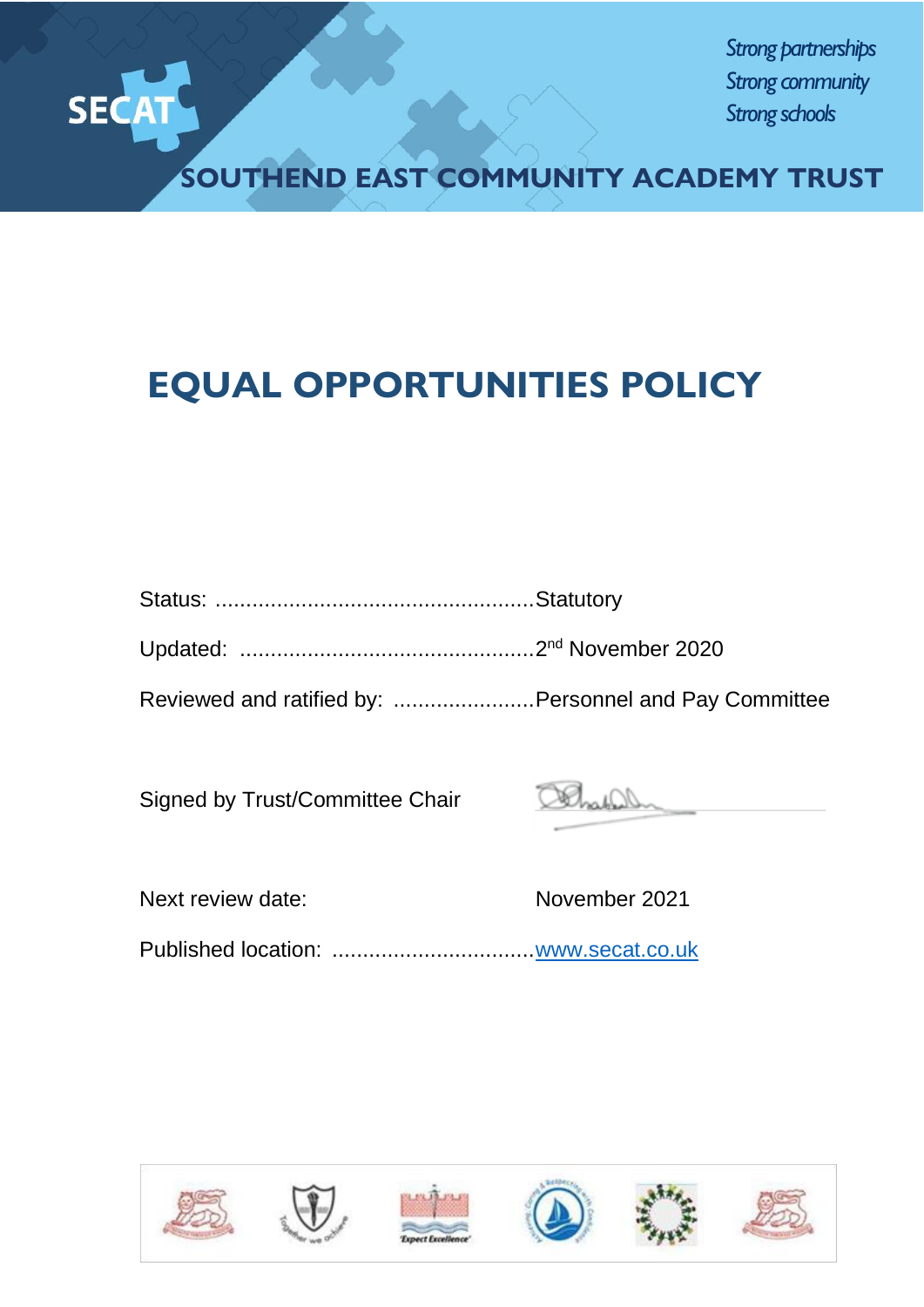SECAT

*Strong partnerships*
*Strong community*
*Strong schools*

SOUTHEND EAST COMMUNITY ACADEMY TRUST

# EQUAL OPPORTUNITIES POLICY

Status: ....................................................Statutory

Updated: ................................................2nd November 2020

Reviewed and ratified by: .......................Personnel and Pay Committee

Signed by Trust/Committee Chair

Next review date: November 2021

Published location: .................................[www.secat.co.uk](http://www.secat.co.uk)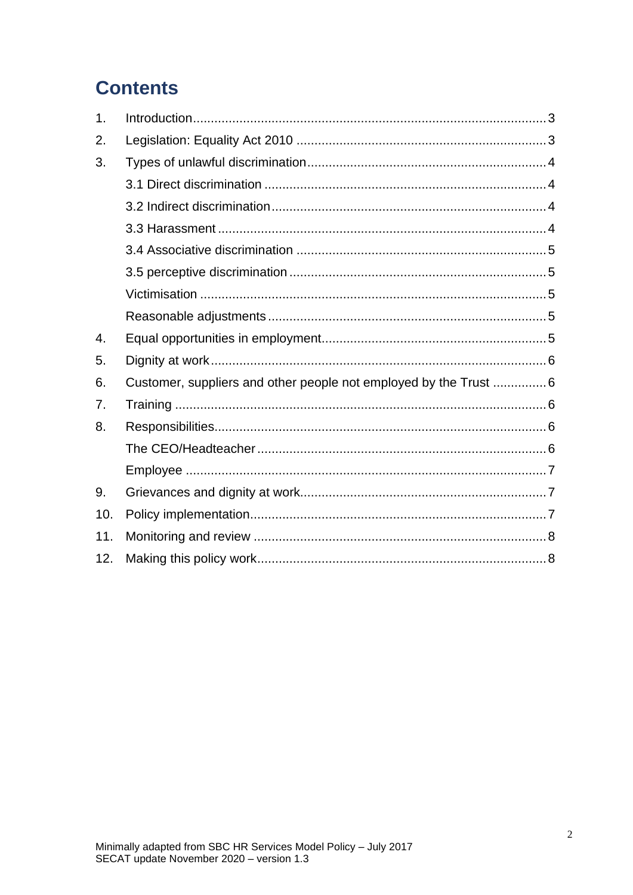# Contents

1. Introduction......3
2. Legislation: Equality Act 2010......3
3. Types of unlawful discrimination......4
    - 3.1 Direct discrimination......4
    - 3.2 Indirect discrimination......4
    - 3.3 Harassment......4
    - 3.4 Associative discrimination......5
    - 3.5 perceptive discrimination......5
    - Victimisation......5
    - Reasonable adjustments......5
4. Equal opportunities in employment......5
5. Dignity at work......6
6. Customer, suppliers and other people not employed by the Trust......6
7. Training......6
8. Responsibilities......6
    - The CEO/Headteacher......6
    - Employee......7
9. Grievances and dignity at work......7
10. Policy implementation......7
11. Monitoring and review......8
12. Making this policy work......8

Minimally adapted from SBC HR Services Model Policy – July 2017
SECAT update November 2020 – version 1.3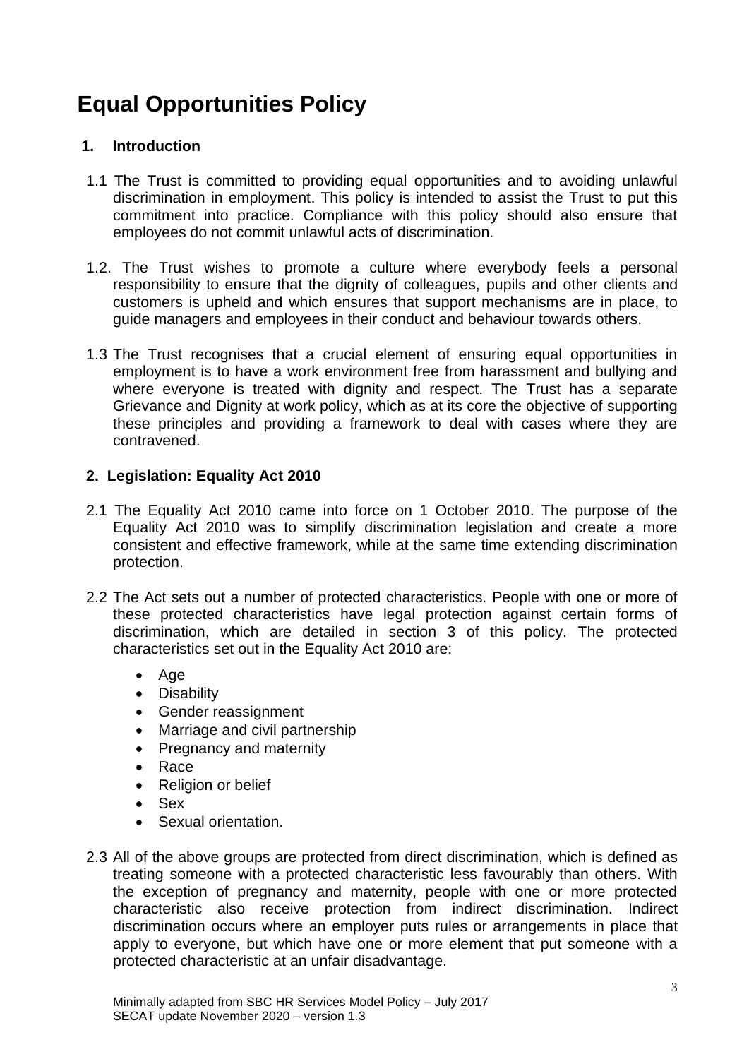# Equal Opportunities Policy

## 1. Introduction

1.1 The Trust is committed to providing equal opportunities and to avoiding unlawful discrimination in employment. This policy is intended to assist the Trust to put this commitment into practice. Compliance with this policy should also ensure that employees do not commit unlawful acts of discrimination.

1.2. The Trust wishes to promote a culture where everybody feels a personal responsibility to ensure that the dignity of colleagues, pupils and other clients and customers is upheld and which ensures that support mechanisms are in place, to guide managers and employees in their conduct and behaviour towards others.

1.3 The Trust recognises that a crucial element of ensuring equal opportunities in employment is to have a work environment free from harassment and bullying and where everyone is treated with dignity and respect. The Trust has a separate Grievance and Dignity at work policy, which as at its core the objective of supporting these principles and providing a framework to deal with cases where they are contravened.

## 2. Legislation: Equality Act 2010

2.1 The Equality Act 2010 came into force on 1 October 2010. The purpose of the Equality Act 2010 was to simplify discrimination legislation and create a more consistent and effective framework, while at the same time extending discrimination protection.

2.2 The Act sets out a number of protected characteristics. People with one or more of these protected characteristics have legal protection against certain forms of discrimination, which are detailed in section 3 of this policy. The protected characteristics set out in the Equality Act 2010 are:

- Age
- Disability
- Gender reassignment
- Marriage and civil partnership
- Pregnancy and maternity
- Race
- Religion or belief
- Sex
- Sexual orientation.

2.3 All of the above groups are protected from direct discrimination, which is defined as treating someone with a protected characteristic less favourably than others. With the exception of pregnancy and maternity, people with one or more protected characteristic also receive protection from indirect discrimination. Indirect discrimination occurs where an employer puts rules or arrangements in place that apply to everyone, but which have one or more element that put someone with a protected characteristic at an unfair disadvantage.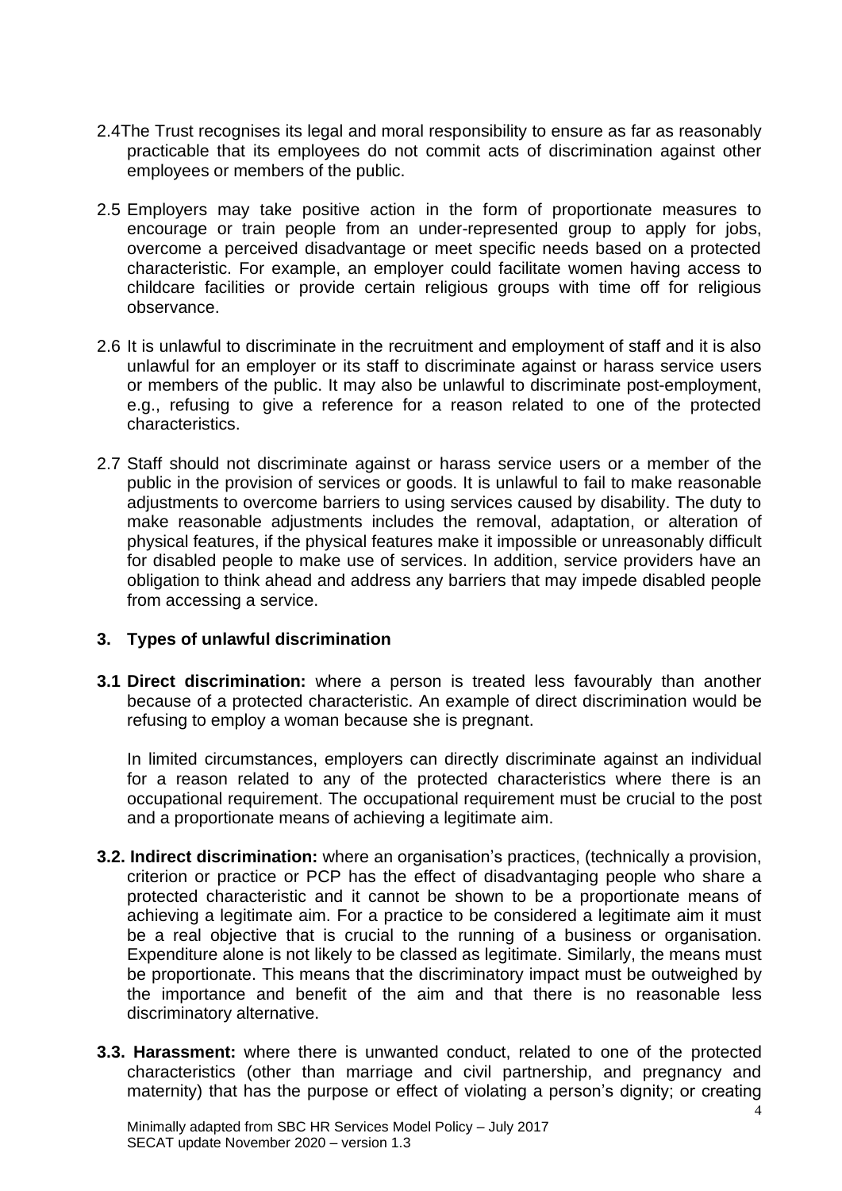2.4 The Trust recognises its legal and moral responsibility to ensure as far as reasonably practicable that its employees do not commit acts of discrimination against other employees or members of the public.

2.5 Employers may take positive action in the form of proportionate measures to encourage or train people from an under-represented group to apply for jobs, overcome a perceived disadvantage or meet specific needs based on a protected characteristic. For example, an employer could facilitate women having access to childcare facilities or provide certain religious groups with time off for religious observance.

2.6 It is unlawful to discriminate in the recruitment and employment of staff and it is also unlawful for an employer or its staff to discriminate against or harass service users or members of the public. It may also be unlawful to discriminate post-employment, e.g., refusing to give a reference for a reason related to one of the protected characteristics.

2.7 Staff should not discriminate against or harass service users or a member of the public in the provision of services or goods. It is unlawful to fail to make reasonable adjustments to overcome barriers to using services caused by disability. The duty to make reasonable adjustments includes the removal, adaptation, or alteration of physical features, if the physical features make it impossible or unreasonably difficult for disabled people to make use of services. In addition, service providers have an obligation to think ahead and address any barriers that may impede disabled people from accessing a service.

## 3. Types of unlawful discrimination

**3.1 Direct discrimination:** where a person is treated less favourably than another because of a protected characteristic. An example of direct discrimination would be refusing to employ a woman because she is pregnant.

In limited circumstances, employers can directly discriminate against an individual for a reason related to any of the protected characteristics where there is an occupational requirement. The occupational requirement must be crucial to the post and a proportionate means of achieving a legitimate aim.

**3.2. Indirect discrimination:** where an organisation's practices, (technically a provision, criterion or practice or PCP has the effect of disadvantaging people who share a protected characteristic and it cannot be shown to be a proportionate means of achieving a legitimate aim. For a practice to be considered a legitimate aim it must be a real objective that is crucial to the running of a business or organisation. Expenditure alone is not likely to be classed as legitimate. Similarly, the means must be proportionate. This means that the discriminatory impact must be outweighed by the importance and benefit of the aim and that there is no reasonable less discriminatory alternative.

**3.3. Harassment:** where there is unwanted conduct, related to one of the protected characteristics (other than marriage and civil partnership, and pregnancy and maternity) that has the purpose or effect of violating a person's dignity; or creating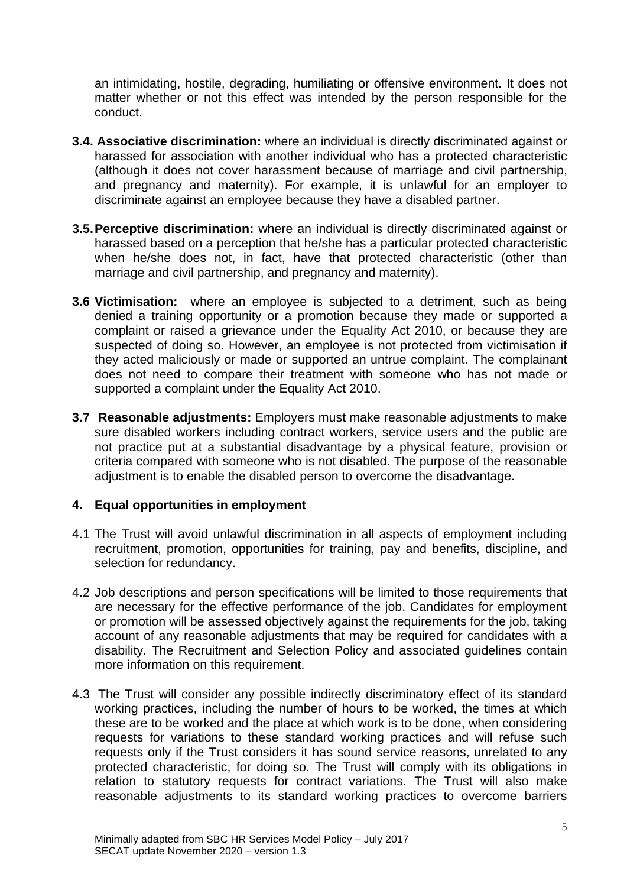an intimidating, hostile, degrading, humiliating or offensive environment. It does not matter whether or not this effect was intended by the person responsible for the conduct.

**3.4. Associative discrimination:** where an individual is directly discriminated against or harassed for association with another individual who has a protected characteristic (although it does not cover harassment because of marriage and civil partnership, and pregnancy and maternity). For example, it is unlawful for an employer to discriminate against an employee because they have a disabled partner.

**3.5. Perceptive discrimination:** where an individual is directly discriminated against or harassed based on a perception that he/she has a particular protected characteristic when he/she does not, in fact, have that protected characteristic (other than marriage and civil partnership, and pregnancy and maternity).

**3.6 Victimisation:** where an employee is subjected to a detriment, such as being denied a training opportunity or a promotion because they made or supported a complaint or raised a grievance under the Equality Act 2010, or because they are suspected of doing so. However, an employee is not protected from victimisation if they acted maliciously or made or supported an untrue complaint. The complainant does not need to compare their treatment with someone who has not made or supported a complaint under the Equality Act 2010.

**3.7 Reasonable adjustments:** Employers must make reasonable adjustments to make sure disabled workers including contract workers, service users and the public are not practice put at a substantial disadvantage by a physical feature, provision or criteria compared with someone who is not disabled. The purpose of the reasonable adjustment is to enable the disabled person to overcome the disadvantage.

## 4. Equal opportunities in employment

4.1 The Trust will avoid unlawful discrimination in all aspects of employment including recruitment, promotion, opportunities for training, pay and benefits, discipline, and selection for redundancy.

4.2 Job descriptions and person specifications will be limited to those requirements that are necessary for the effective performance of the job. Candidates for employment or promotion will be assessed objectively against the requirements for the job, taking account of any reasonable adjustments that may be required for candidates with a disability. The Recruitment and Selection Policy and associated guidelines contain more information on this requirement.

4.3 The Trust will consider any possible indirectly discriminatory effect of its standard working practices, including the number of hours to be worked, the times at which these are to be worked and the place at which work is to be done, when considering requests for variations to these standard working practices and will refuse such requests only if the Trust considers it has sound service reasons, unrelated to any protected characteristic, for doing so. The Trust will comply with its obligations in relation to statutory requests for contract variations. The Trust will also make reasonable adjustments to its standard working practices to overcome barriers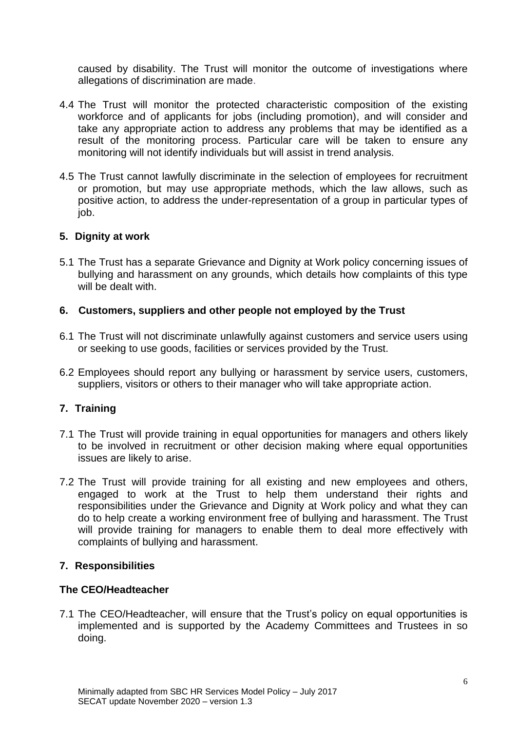caused by disability. The Trust will monitor the outcome of investigations where allegations of discrimination are made.

4.4 The Trust will monitor the protected characteristic composition of the existing workforce and of applicants for jobs (including promotion), and will consider and take any appropriate action to address any problems that may be identified as a result of the monitoring process. Particular care will be taken to ensure any monitoring will not identify individuals but will assist in trend analysis.

4.5 The Trust cannot lawfully discriminate in the selection of employees for recruitment or promotion, but may use appropriate methods, which the law allows, such as positive action, to address the under-representation of a group in particular types of job.

## 5. Dignity at work

5.1 The Trust has a separate Grievance and Dignity at Work policy concerning issues of bullying and harassment on any grounds, which details how complaints of this type will be dealt with.

## 6. Customers, suppliers and other people not employed by the Trust

6.1 The Trust will not discriminate unlawfully against customers and service users using or seeking to use goods, facilities or services provided by the Trust.

6.2 Employees should report any bullying or harassment by service users, customers, suppliers, visitors or others to their manager who will take appropriate action.

## 7. Training

7.1 The Trust will provide training in equal opportunities for managers and others likely to be involved in recruitment or other decision making where equal opportunities issues are likely to arise.

7.2 The Trust will provide training for all existing and new employees and others, engaged to work at the Trust to help them understand their rights and responsibilities under the Grievance and Dignity at Work policy and what they can do to help create a working environment free of bullying and harassment. The Trust will provide training for managers to enable them to deal more effectively with complaints of bullying and harassment.

## 7. Responsibilities

### The CEO/Headteacher

7.1 The CEO/Headteacher, will ensure that the Trust's policy on equal opportunities is implemented and is supported by the Academy Committees and Trustees in so doing.

Minimally adapted from SBC HR Services Model Policy – July 2017
SECAT update November 2020 – version 1.3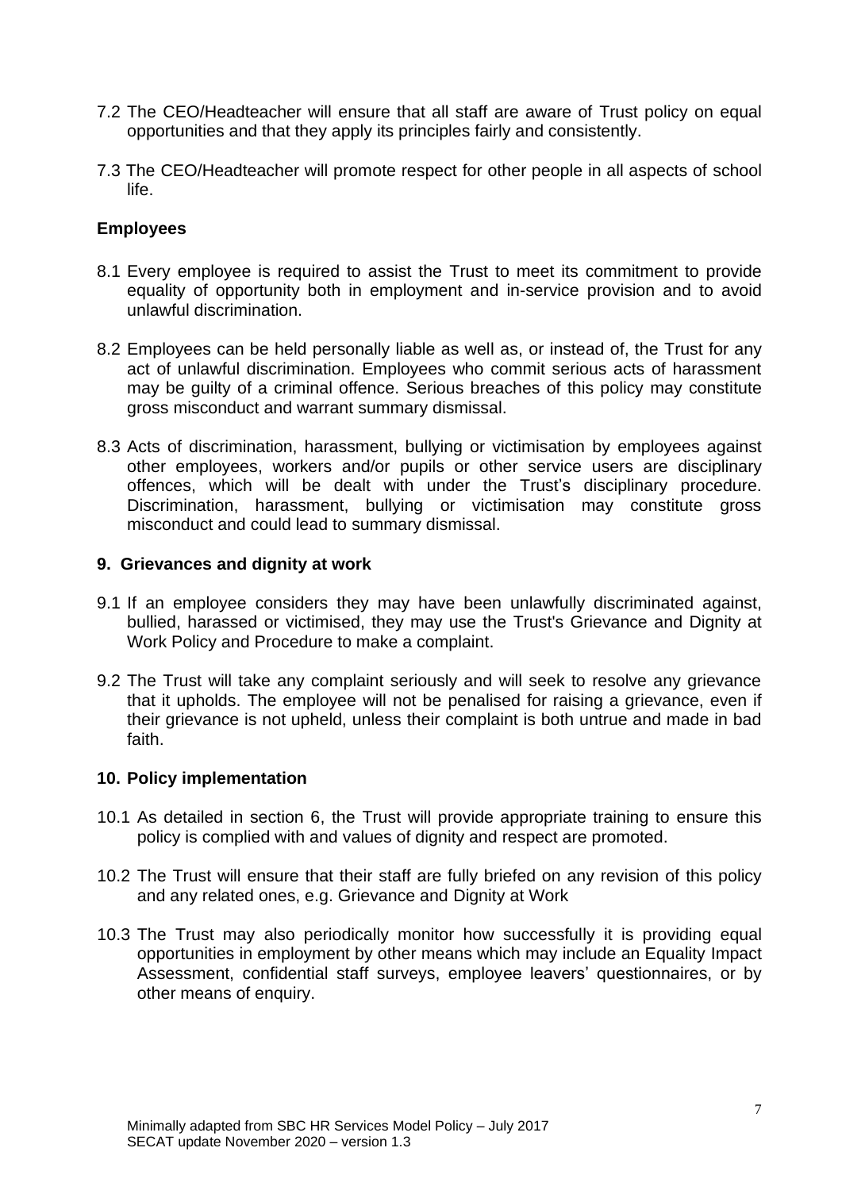7.2 The CEO/Headteacher will ensure that all staff are aware of Trust policy on equal opportunities and that they apply its principles fairly and consistently.

7.3 The CEO/Headteacher will promote respect for other people in all aspects of school life.

**Employees**

8.1 Every employee is required to assist the Trust to meet its commitment to provide equality of opportunity both in employment and in-service provision and to avoid unlawful discrimination.

8.2 Employees can be held personally liable as well as, or instead of, the Trust for any act of unlawful discrimination. Employees who commit serious acts of harassment may be guilty of a criminal offence. Serious breaches of this policy may constitute gross misconduct and warrant summary dismissal.

8.3 Acts of discrimination, harassment, bullying or victimisation by employees against other employees, workers and/or pupils or other service users are disciplinary offences, which will be dealt with under the Trust's disciplinary procedure. Discrimination, harassment, bullying or victimisation may constitute gross misconduct and could lead to summary dismissal.

## 9. Grievances and dignity at work

9.1 If an employee considers they may have been unlawfully discriminated against, bullied, harassed or victimised, they may use the Trust's Grievance and Dignity at Work Policy and Procedure to make a complaint.

9.2 The Trust will take any complaint seriously and will seek to resolve any grievance that it upholds. The employee will not be penalised for raising a grievance, even if their grievance is not upheld, unless their complaint is both untrue and made in bad faith.

## 10. Policy implementation

10.1 As detailed in section 6, the Trust will provide appropriate training to ensure this policy is complied with and values of dignity and respect are promoted.

10.2 The Trust will ensure that their staff are fully briefed on any revision of this policy and any related ones, e.g. Grievance and Dignity at Work

10.3 The Trust may also periodically monitor how successfully it is providing equal opportunities in employment by other means which may include an Equality Impact Assessment, confidential staff surveys, employee leavers' questionnaires, or by other means of enquiry.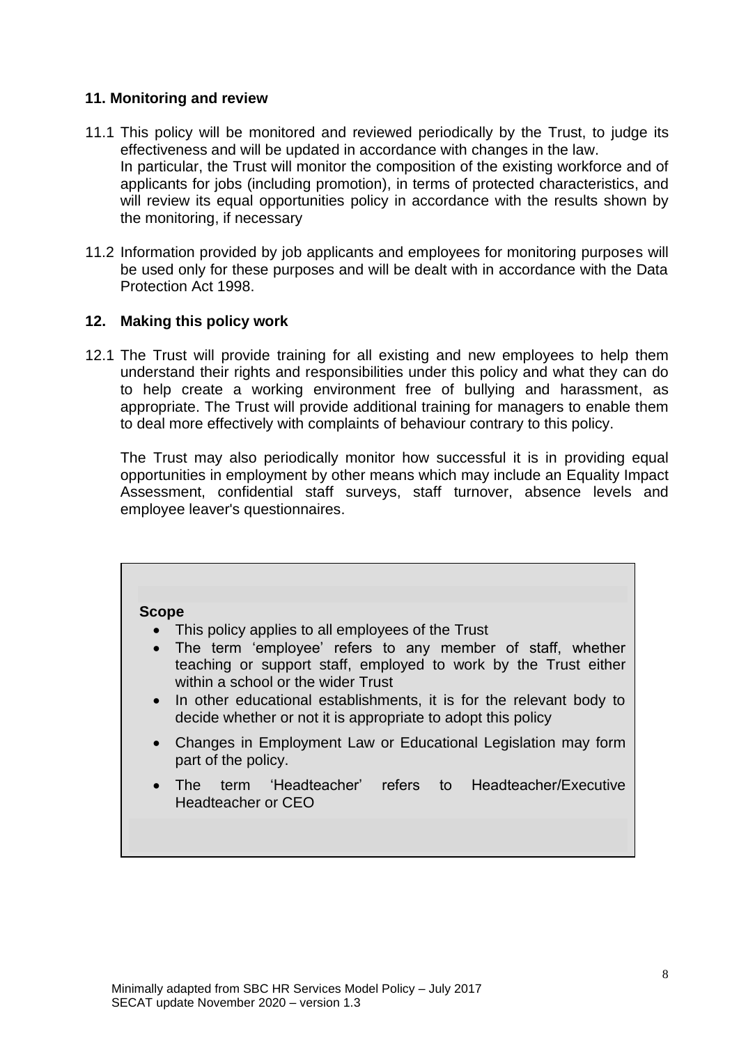## 11. Monitoring and review

11.1 This policy will be monitored and reviewed periodically by the Trust, to judge its effectiveness and will be updated in accordance with changes in the law. In particular, the Trust will monitor the composition of the existing workforce and of applicants for jobs (including promotion), in terms of protected characteristics, and will review its equal opportunities policy in accordance with the results shown by the monitoring, if necessary

11.2 Information provided by job applicants and employees for monitoring purposes will be used only for these purposes and will be dealt with in accordance with the Data Protection Act 1998.

## 12. Making this policy work

12.1 The Trust will provide training for all existing and new employees to help them understand their rights and responsibilities under this policy and what they can do to help create a working environment free of bullying and harassment, as appropriate. The Trust will provide additional training for managers to enable them to deal more effectively with complaints of behaviour contrary to this policy.

The Trust may also periodically monitor how successful it is in providing equal opportunities in employment by other means which may include an Equality Impact Assessment, confidential staff surveys, staff turnover, absence levels and employee leaver's questionnaires.

**Scope**

- This policy applies to all employees of the Trust
- The term 'employee' refers to any member of staff, whether teaching or support staff, employed to work by the Trust either within a school or the wider Trust
- In other educational establishments, it is for the relevant body to decide whether or not it is appropriate to adopt this policy
- Changes in Employment Law or Educational Legislation may form part of the policy.
- The term 'Headteacher' refers to Headteacher/Executive Headteacher or CEO

Minimally adapted from SBC HR Services Model Policy – July 2017
SECAT update November 2020 – version 1.3